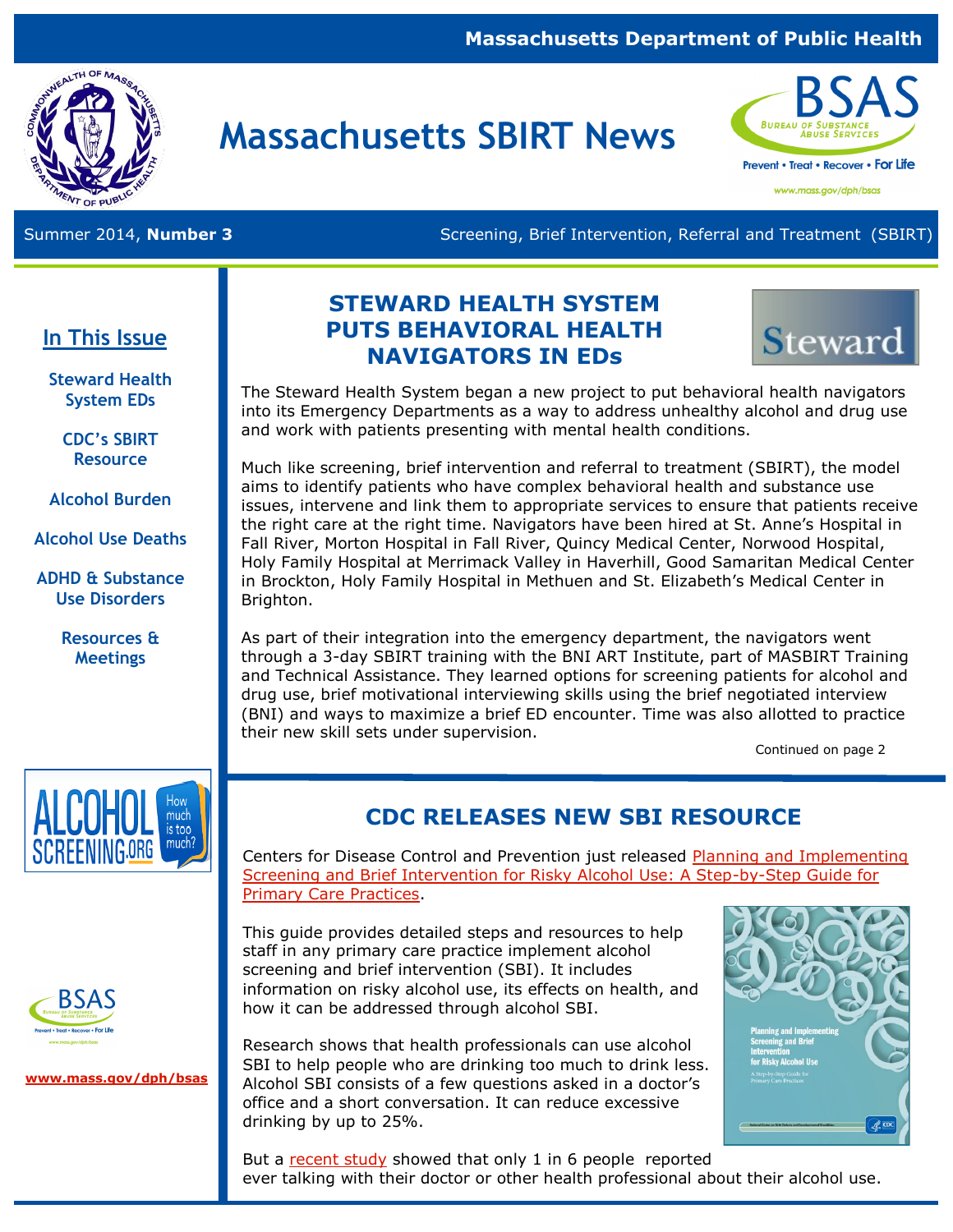Massachusetts Department of Public Health

# Massachusetts SBIRT News

Summer 2014, **Number 3** — Screening, Brief Intervention, Referral and Treatment (SBIRT)

## In This Issue

- Steward Health System EDs
- CDC's SBIRT Resource
- Alcohol Burden
- Alcohol Use Deaths
- ADHD & Substance Use Disorders
- Resources & Meetings

ALCOHOL SCREENING.ORG — How much is too much?

BSAS — Bureau of Substance Abuse Services — Prevent • Treat • Recover • For Life

www.mass.gov/dph/bsas

## STEWARD HEALTH SYSTEM PUTS BEHAVIORAL HEALTH NAVIGATORS IN EDs

The Steward Health System began a new project to put behavioral health navigators into its Emergency Departments as a way to address unhealthy alcohol and drug use and work with patients presenting with mental health conditions.

Much like screening, brief intervention and referral to treatment (SBIRT), the model aims to identify patients who have complex behavioral health and substance use issues, intervene and link them to appropriate services to ensure that patients receive the right care at the right time. Navigators have been hired at St. Anne's Hospital in Fall River, Morton Hospital in Fall River, Quincy Medical Center, Norwood Hospital, Holy Family Hospital at Merrimack Valley in Haverhill, Good Samaritan Medical Center in Brockton, Holy Family Hospital in Methuen and St. Elizabeth's Medical Center in Brighton.

As part of their integration into the emergency department, the navigators went through a 3-day SBIRT training with the BNI ART Institute, part of MASBIRT Training and Technical Assistance. They learned options for screening patients for alcohol and drug use, brief motivational interviewing skills using the brief negotiated interview (BNI) and ways to maximize a brief ED encounter. Time was also allotted to practice their new skill sets under supervision.

Continued on page 2

## CDC RELEASES NEW SBI RESOURCE

Centers for Disease Control and Prevention just released Planning and Implementing Screening and Brief Intervention for Risky Alcohol Use: A Step-by-Step Guide for Primary Care Practices.

This guide provides detailed steps and resources to help staff in any primary care practice implement alcohol screening and brief intervention (SBI). It includes information on risky alcohol use, its effects on health, and how it can be addressed through alcohol SBI.

Research shows that health professionals can use alcohol SBI to help people who are drinking too much to drink less. Alcohol SBI consists of a few questions asked in a doctor's office and a short conversation. It can reduce excessive drinking by up to 25%.

But a recent study showed that only 1 in 6 people reported ever talking with their doctor or other health professional about their alcohol use.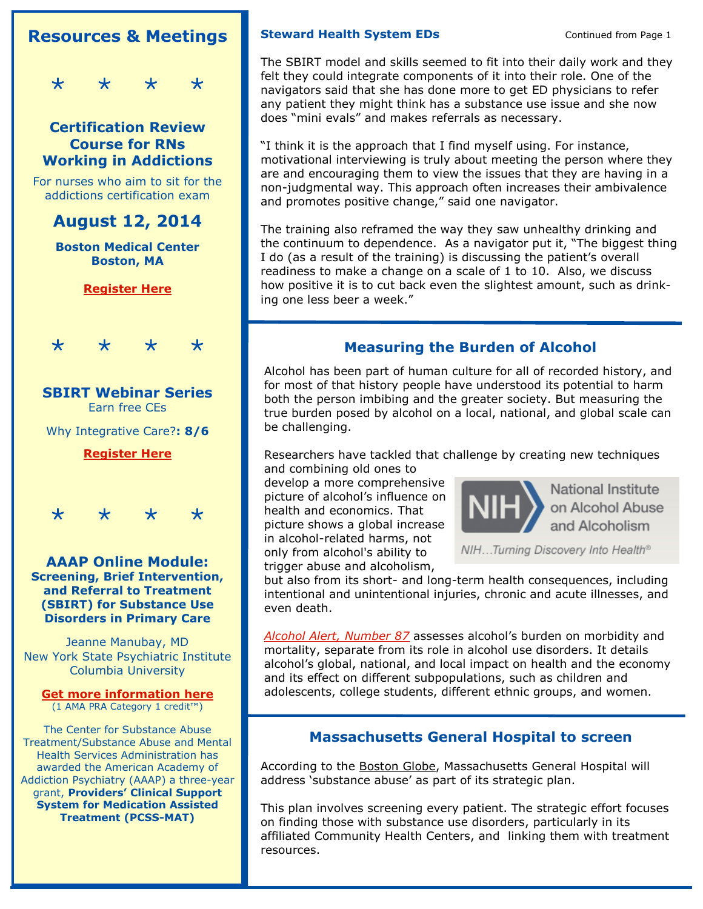## Resources & Meetings

* * * *

### Certification Review Course for RNs Working in Addictions

For nurses who aim to sit for the addictions certification exam

**August 12, 2014**

**Boston Medical Center**
**Boston, MA**

**Register Here**

* * * *

### SBIRT Webinar Series

Earn free CEs

Why Integrative Care?**: 8/6**

**Register Here**

* * * *

### AAAP Online Module:

**Screening, Brief Intervention, and Referral to Treatment (SBIRT) for Substance Use Disorders in Primary Care**

Jeanne Manubay, MD
New York State Psychiatric Institute
Columbia University

**Get more information here**
(1 AMA PRA Category 1 credit™)

The Center for Substance Abuse Treatment/Substance Abuse and Mental Health Services Administration has awarded the American Academy of Addiction Psychiatry (AAAP) a three-year grant, **Providers' Clinical Support System for Medication Assisted Treatment (PCSS-MAT)**

## Steward Health System EDs

Continued from Page 1

The SBIRT model and skills seemed to fit into their daily work and they felt they could integrate components of it into their role. One of the navigators said that she has done more to get ED physicians to refer any patient they might think has a substance use issue and she now does "mini evals" and makes referrals as necessary.

"I think it is the approach that I find myself using. For instance, motivational interviewing is truly about meeting the person where they are and encouraging them to view the issues that they are having in a non-judgmental way. This approach often increases their ambivalence and promotes positive change," said one navigator.

The training also reframed the way they saw unhealthy drinking and the continuum to dependence. As a navigator put it, "The biggest thing I do (as a result of the training) is discussing the patient's overall readiness to make a change on a scale of 1 to 10. Also, we discuss how positive it is to cut back even the slightest amount, such as drinking one less beer a week."

## Measuring the Burden of Alcohol

Alcohol has been part of human culture for all of recorded history, and for most of that history people have understood its potential to harm both the person imbibing and the greater society. But measuring the true burden posed by alcohol on a local, national, and global scale can be challenging.

Researchers have tackled that challenge by creating new techniques and combining old ones to develop a more comprehensive picture of alcohol's influence on health and economics. That picture shows a global increase in alcohol-related harms, not only from alcohol's ability to trigger abuse and alcoholism, but also from its short- and long-term health consequences, including intentional and unintentional injuries, chronic and acute illnesses, and even death.

NIH National Institute on Alcohol Abuse and Alcoholism
NIH...Turning Discovery Into Health®

*Alcohol Alert, Number 87* assesses alcohol's burden on morbidity and mortality, separate from its role in alcohol use disorders. It details alcohol's global, national, and local impact on health and the economy and its effect on different subpopulations, such as children and adolescents, college students, different ethnic groups, and women.

## Massachusetts General Hospital to screen

According to the Boston Globe, Massachusetts General Hospital will address 'substance abuse' as part of its strategic plan.

This plan involves screening every patient. The strategic effort focuses on finding those with substance use disorders, particularly in its affiliated Community Health Centers, and linking them with treatment resources.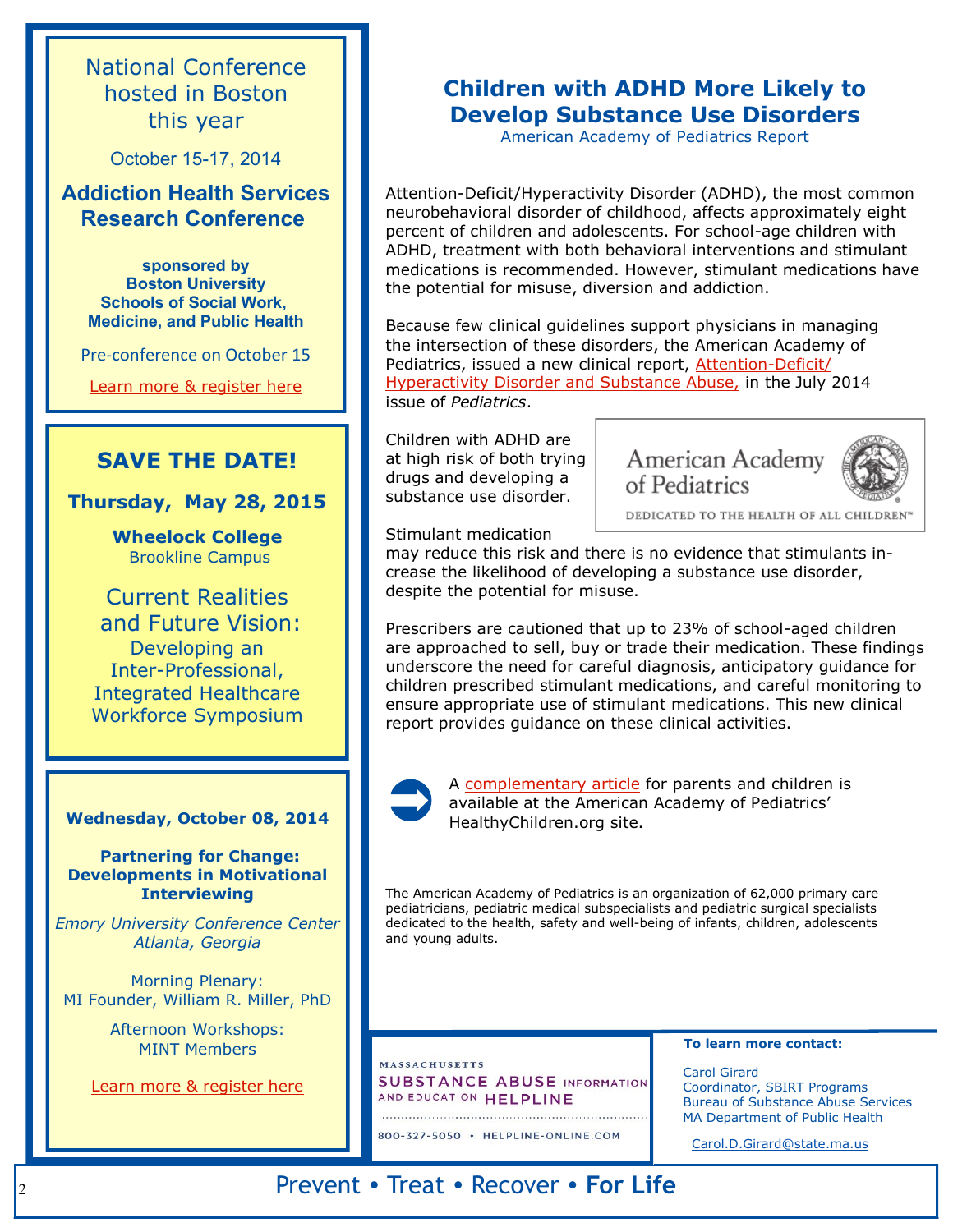National Conference hosted in Boston this year

October 15-17, 2014

**Addiction Health Services Research Conference**

**sponsored by Boston University Schools of Social Work, Medicine, and Public Health**

Pre-conference on October 15

Learn more & register here

## SAVE THE DATE!

**Thursday, May 28, 2015**

**Wheelock College**
Brookline Campus

Current Realities and Future Vision:
Developing an Inter-Professional, Integrated Healthcare Workforce Symposium

**Wednesday, October 08, 2014**

**Partnering for Change: Developments in Motivational Interviewing**

*Emory University Conference Center*
*Atlanta, Georgia*

Morning Plenary:
MI Founder, William R. Miller, PhD

Afternoon Workshops:
MINT Members

Learn more & register here

# Children with ADHD More Likely to Develop Substance Use Disorders

American Academy of Pediatrics Report

Attention-Deficit/Hyperactivity Disorder (ADHD), the most common neurobehavioral disorder of childhood, affects approximately eight percent of children and adolescents. For school-age children with ADHD, treatment with both behavioral interventions and stimulant medications is recommended. However, stimulant medications have the potential for misuse, diversion and addiction.

Because few clinical guidelines support physicians in managing the intersection of these disorders, the American Academy of Pediatrics, issued a new clinical report, Attention-Deficit/Hyperactivity Disorder and Substance Abuse, in the July 2014 issue of *Pediatrics*.

Children with ADHD are at high risk of both trying drugs and developing a substance use disorder.

American Academy of Pediatrics
DEDICATED TO THE HEALTH OF ALL CHILDREN™

Stimulant medication may reduce this risk and there is no evidence that stimulants increase the likelihood of developing a substance use disorder, despite the potential for misuse.

Prescribers are cautioned that up to 23% of school-aged children are approached to sell, buy or trade their medication. These findings underscore the need for careful diagnosis, anticipatory guidance for children prescribed stimulant medications, and careful monitoring to ensure appropriate use of stimulant medications. This new clinical report provides guidance on these clinical activities.

A complementary article for parents and children is available at the American Academy of Pediatrics' HealthyChildren.org site.

The American Academy of Pediatrics is an organization of 62,000 primary care pediatricians, pediatric medical subspecialists and pediatric surgical specialists dedicated to the health, safety and well-being of infants, children, adolescents and young adults.

MASSACHUSETTS SUBSTANCE ABUSE INFORMATION AND EDUCATION HELPLINE
800-327-5050 • HELPLINE-ONLINE.COM

**To learn more contact:**

Carol Girard
Coordinator, SBIRT Programs
Bureau of Substance Abuse Services
MA Department of Public Health

Carol.D.Girard@state.ma.us

Prevent • Treat • Recover • **For Life**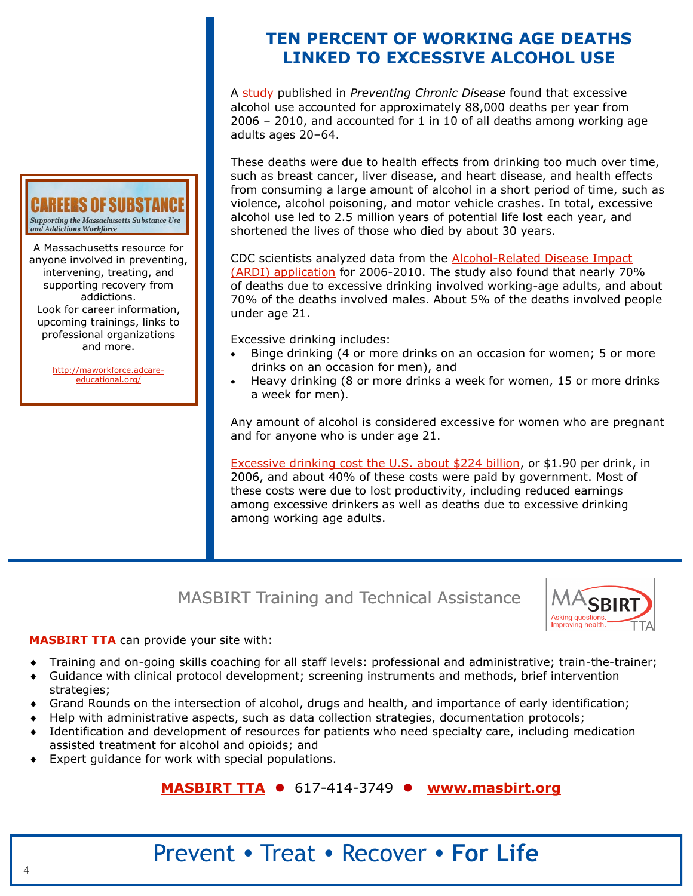# TEN PERCENT OF WORKING AGE DEATHS LINKED TO EXCESSIVE ALCOHOL USE

A study published in *Preventing Chronic Disease* found that excessive alcohol use accounted for approximately 88,000 deaths per year from 2006 – 2010, and accounted for 1 in 10 of all deaths among working age adults ages 20–64.

These deaths were due to health effects from drinking too much over time, such as breast cancer, liver disease, and heart disease, and health effects from consuming a large amount of alcohol in a short period of time, such as violence, alcohol poisoning, and motor vehicle crashes. In total, excessive alcohol use led to 2.5 million years of potential life lost each year, and shortened the lives of those who died by about 30 years.

CDC scientists analyzed data from the Alcohol-Related Disease Impact (ARDI) application for 2006-2010. The study also found that nearly 70% of deaths due to excessive drinking involved working-age adults, and about 70% of the deaths involved males. About 5% of the deaths involved people under age 21.

Excessive drinking includes:

- Binge drinking (4 or more drinks on an occasion for women; 5 or more drinks on an occasion for men), and
- Heavy drinking (8 or more drinks a week for women, 15 or more drinks a week for men).

Any amount of alcohol is considered excessive for women who are pregnant and for anyone who is under age 21.

Excessive drinking cost the U.S. about $224 billion, or $1.90 per drink, in 2006, and about 40% of these costs were paid by government. Most of these costs were due to lost productivity, including reduced earnings among excessive drinkers as well as deaths due to excessive drinking among working age adults.

**CAREERS OF SUBSTANCE**

*Supporting the Massachusetts Substance Use and Addictions Workforce*

A Massachusetts resource for anyone involved in preventing, intervening, treating, and supporting recovery from addictions.
Look for career information, upcoming trainings, links to professional organizations and more.

http://maworkforce.adcare-educational.org/

## MASBIRT Training and Technical Assistance

MASBIRT — Asking questions. Improving health. TTA

**MASBIRT TTA** can provide your site with:

- Training and on-going skills coaching for all staff levels: professional and administrative; train-the-trainer;
- Guidance with clinical protocol development; screening instruments and methods, brief intervention strategies;
- Grand Rounds on the intersection of alcohol, drugs and health, and importance of early identification;
- Help with administrative aspects, such as data collection strategies, documentation protocols;
- Identification and development of resources for patients who need specialty care, including medication assisted treatment for alcohol and opioids; and
- Expert guidance for work with special populations.

**MASBIRT TTA** • 617-414-3749 • **www.masbirt.org**

Prevent • Treat • Recover • **For Life**